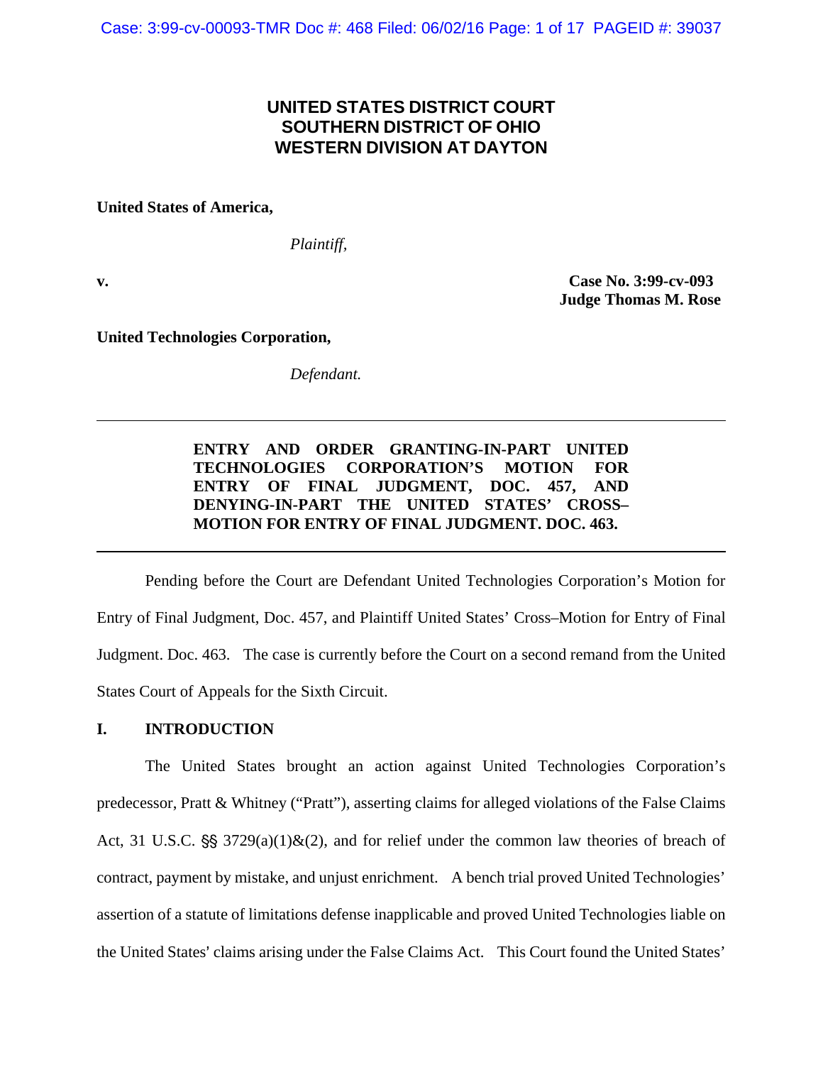# UNITED STATES DISTRICT COURT
# SOUTHERN DISTRICT OF OHIO
# WESTERN DIVISION AT DAYTON

**United States of America,**

*Plaintiff,*

**v.**

**Case No. 3:99-cv-093**
**Judge Thomas M. Rose**

**United Technologies Corporation,**

*Defendant.*

---

**ENTRY AND ORDER GRANTING-IN-PART UNITED TECHNOLOGIES CORPORATION'S MOTION FOR ENTRY OF FINAL JUDGMENT, DOC. 457, AND DENYING-IN-PART THE UNITED STATES' CROSS–MOTION FOR ENTRY OF FINAL JUDGMENT. DOC. 463.**

---

Pending before the Court are Defendant United Technologies Corporation's Motion for Entry of Final Judgment, Doc. 457, and Plaintiff United States' Cross–Motion for Entry of Final Judgment. Doc. 463. The case is currently before the Court on a second remand from the United States Court of Appeals for the Sixth Circuit.

## I. INTRODUCTION

The United States brought an action against United Technologies Corporation's predecessor, Pratt & Whitney ("Pratt"), asserting claims for alleged violations of the False Claims Act, 31 U.S.C. §§ 3729(a)(1)&(2), and for relief under the common law theories of breach of contract, payment by mistake, and unjust enrichment. A bench trial proved United Technologies' assertion of a statute of limitations defense inapplicable and proved United Technologies liable on the United States' claims arising under the False Claims Act. This Court found the United States'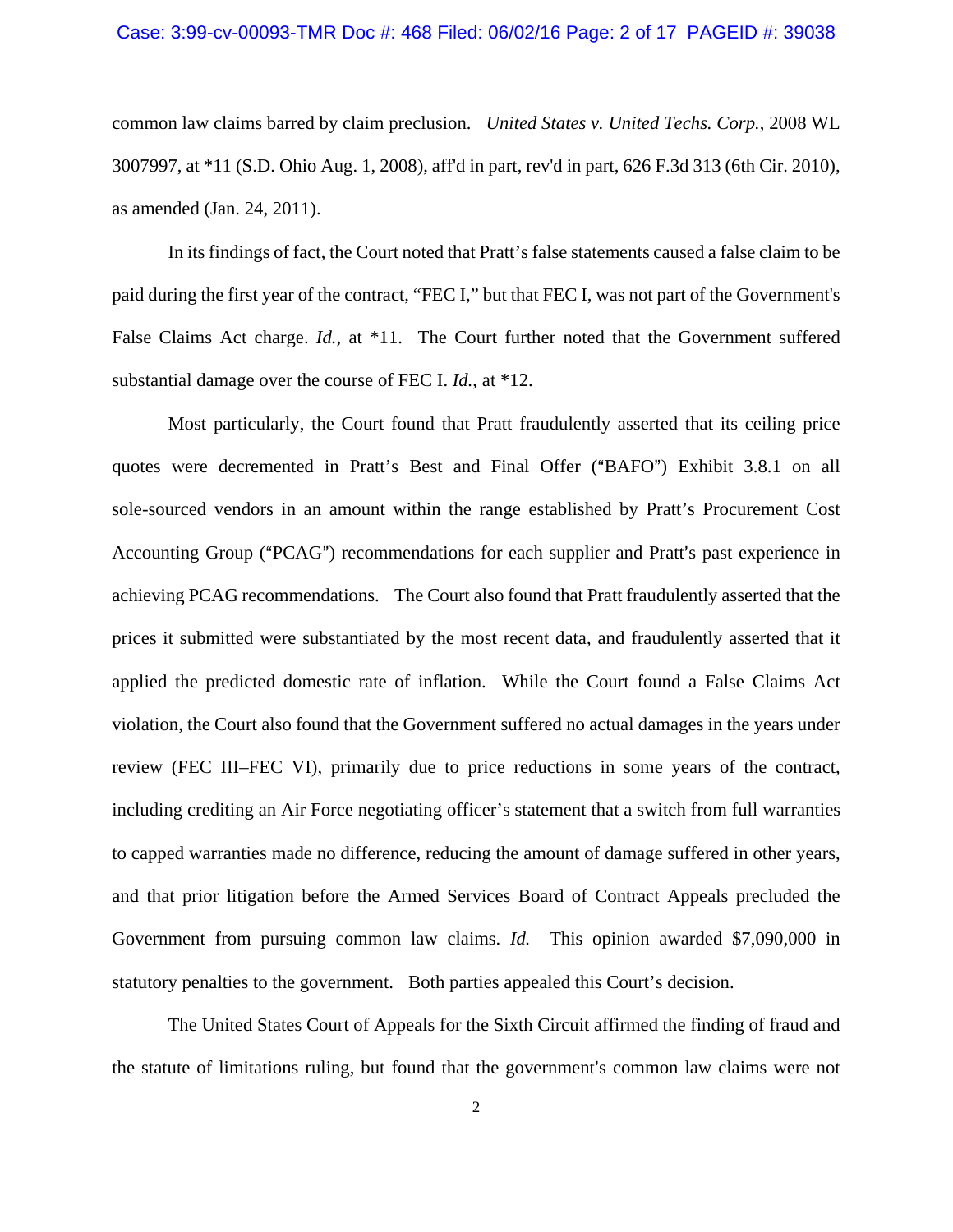common law claims barred by claim preclusion. *United States v. United Techs. Corp.*, 2008 WL 3007997, at *11 (S.D. Ohio Aug. 1, 2008), aff'd in part, rev'd in part, 626 F.3d 313 (6th Cir. 2010), as amended (Jan. 24, 2011).

In its findings of fact, the Court noted that Pratt's false statements caused a false claim to be paid during the first year of the contract, "FEC I," but that FEC I, was not part of the Government's False Claims Act charge. *Id.*, at *11. The Court further noted that the Government suffered substantial damage over the course of FEC I. *Id.*, at *12.

Most particularly, the Court found that Pratt fraudulently asserted that its ceiling price quotes were decremented in Pratt's Best and Final Offer ("BAFO") Exhibit 3.8.1 on all sole-sourced vendors in an amount within the range established by Pratt's Procurement Cost Accounting Group ("PCAG") recommendations for each supplier and Pratt's past experience in achieving PCAG recommendations. The Court also found that Pratt fraudulently asserted that the prices it submitted were substantiated by the most recent data, and fraudulently asserted that it applied the predicted domestic rate of inflation. While the Court found a False Claims Act violation, the Court also found that the Government suffered no actual damages in the years under review (FEC III–FEC VI), primarily due to price reductions in some years of the contract, including crediting an Air Force negotiating officer's statement that a switch from full warranties to capped warranties made no difference, reducing the amount of damage suffered in other years, and that prior litigation before the Armed Services Board of Contract Appeals precluded the Government from pursuing common law claims. *Id.* This opinion awarded $7,090,000 in statutory penalties to the government. Both parties appealed this Court's decision.

The United States Court of Appeals for the Sixth Circuit affirmed the finding of fraud and the statute of limitations ruling, but found that the government's common law claims were not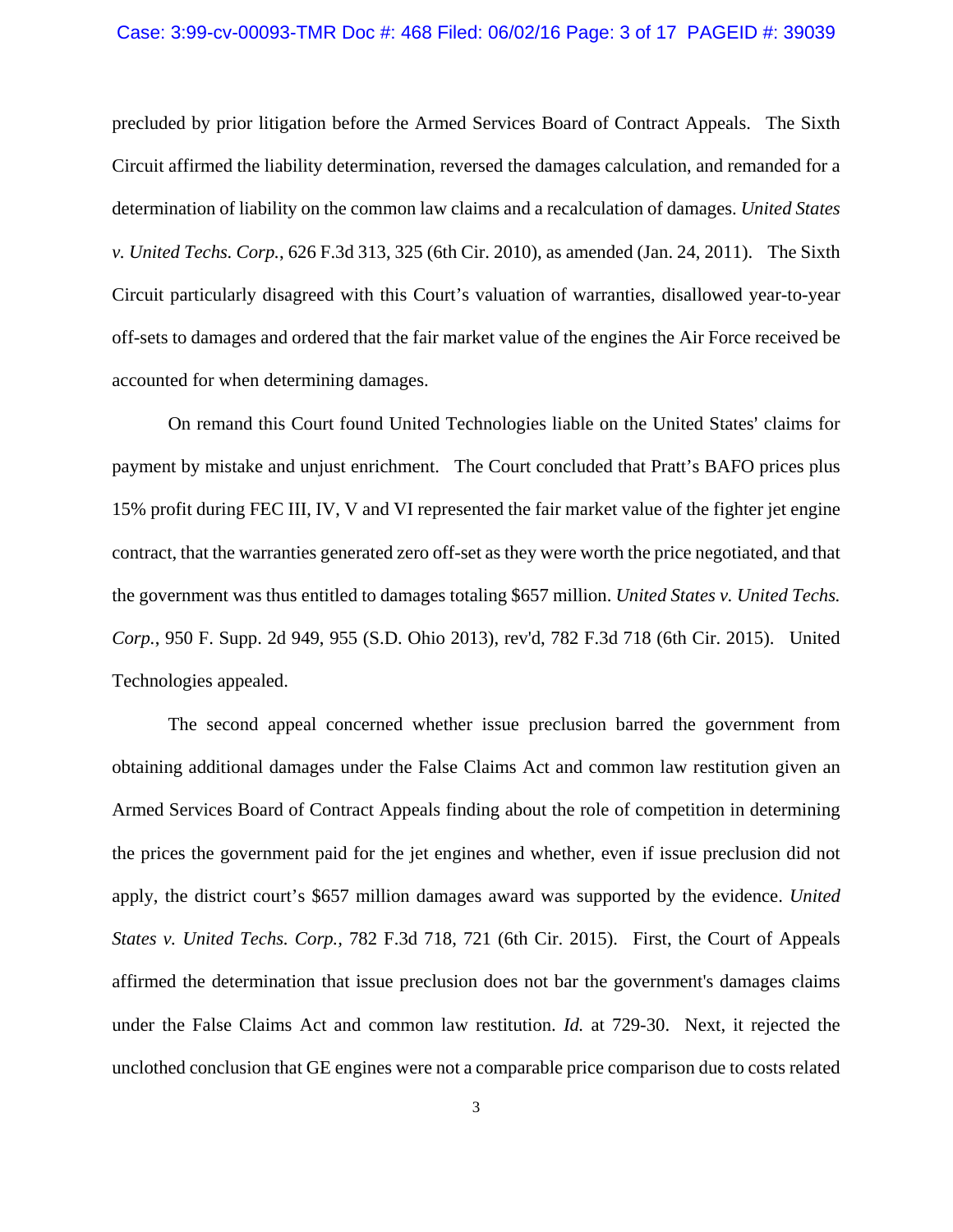precluded by prior litigation before the Armed Services Board of Contract Appeals. The Sixth Circuit affirmed the liability determination, reversed the damages calculation, and remanded for a determination of liability on the common law claims and a recalculation of damages. *United States v. United Techs. Corp.*, 626 F.3d 313, 325 (6th Cir. 2010), as amended (Jan. 24, 2011). The Sixth Circuit particularly disagreed with this Court's valuation of warranties, disallowed year-to-year off-sets to damages and ordered that the fair market value of the engines the Air Force received be accounted for when determining damages.

On remand this Court found United Technologies liable on the United States' claims for payment by mistake and unjust enrichment. The Court concluded that Pratt's BAFO prices plus 15% profit during FEC III, IV, V and VI represented the fair market value of the fighter jet engine contract, that the warranties generated zero off-set as they were worth the price negotiated, and that the government was thus entitled to damages totaling $657 million. *United States v. United Techs. Corp.*, 950 F. Supp. 2d 949, 955 (S.D. Ohio 2013), rev'd, 782 F.3d 718 (6th Cir. 2015). United Technologies appealed.

The second appeal concerned whether issue preclusion barred the government from obtaining additional damages under the False Claims Act and common law restitution given an Armed Services Board of Contract Appeals finding about the role of competition in determining the prices the government paid for the jet engines and whether, even if issue preclusion did not apply, the district court's $657 million damages award was supported by the evidence. *United States v. United Techs. Corp.*, 782 F.3d 718, 721 (6th Cir. 2015). First, the Court of Appeals affirmed the determination that issue preclusion does not bar the government's damages claims under the False Claims Act and common law restitution. *Id.* at 729-30. Next, it rejected the unclothed conclusion that GE engines were not a comparable price comparison due to costs related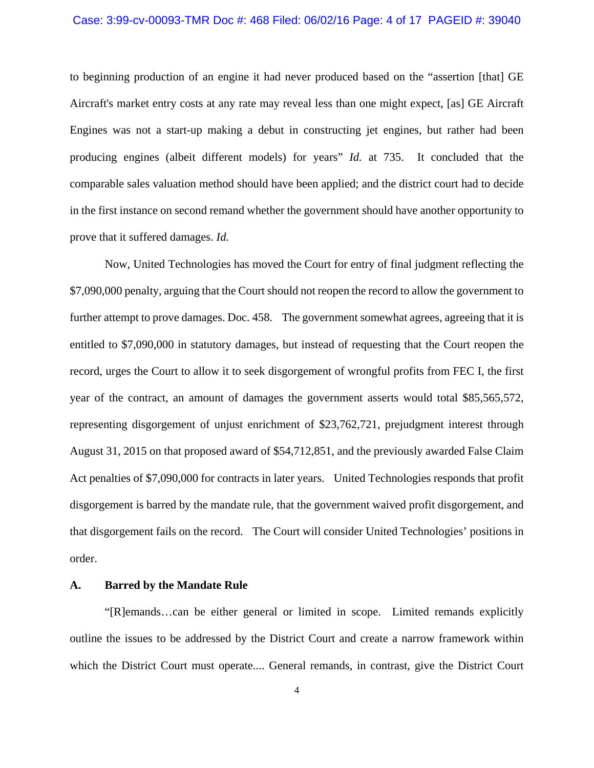to beginning production of an engine it had never produced based on the "assertion [that] GE Aircraft's market entry costs at any rate may reveal less than one might expect, [as] GE Aircraft Engines was not a start-up making a debut in constructing jet engines, but rather had been producing engines (albeit different models) for years" *Id.* at 735. It concluded that the comparable sales valuation method should have been applied; and the district court had to decide in the first instance on second remand whether the government should have another opportunity to prove that it suffered damages. *Id.*

Now, United Technologies has moved the Court for entry of final judgment reflecting the $7,090,000 penalty, arguing that the Court should not reopen the record to allow the government to further attempt to prove damages. Doc. 458. The government somewhat agrees, agreeing that it is entitled to $7,090,000 in statutory damages, but instead of requesting that the Court reopen the record, urges the Court to allow it to seek disgorgement of wrongful profits from FEC I, the first year of the contract, an amount of damages the government asserts would total $85,565,572, representing disgorgement of unjust enrichment of $23,762,721, prejudgment interest through August 31, 2015 on that proposed award of $54,712,851, and the previously awarded False Claim Act penalties of $7,090,000 for contracts in later years. United Technologies responds that profit disgorgement is barred by the mandate rule, that the government waived profit disgorgement, and that disgorgement fails on the record. The Court will consider United Technologies' positions in order.

**A. Barred by the Mandate Rule**

"[R]emands…can be either general or limited in scope. Limited remands explicitly outline the issues to be addressed by the District Court and create a narrow framework within which the District Court must operate.... General remands, in contrast, give the District Court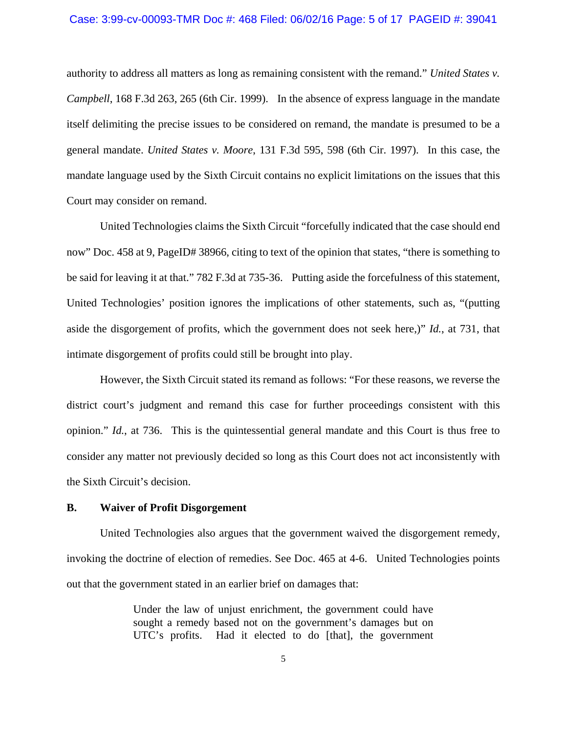authority to address all matters as long as remaining consistent with the remand." *United States v. Campbell*, 168 F.3d 263, 265 (6th Cir. 1999). In the absence of express language in the mandate itself delimiting the precise issues to be considered on remand, the mandate is presumed to be a general mandate. *United States v. Moore*, 131 F.3d 595, 598 (6th Cir. 1997). In this case, the mandate language used by the Sixth Circuit contains no explicit limitations on the issues that this Court may consider on remand.

United Technologies claims the Sixth Circuit "forcefully indicated that the case should end now" Doc. 458 at 9, PageID# 38966, citing to text of the opinion that states, "there is something to be said for leaving it at that." 782 F.3d at 735-36. Putting aside the forcefulness of this statement, United Technologies' position ignores the implications of other statements, such as, "(putting aside the disgorgement of profits, which the government does not seek here,)" *Id.*, at 731, that intimate disgorgement of profits could still be brought into play.

However, the Sixth Circuit stated its remand as follows: "For these reasons, we reverse the district court's judgment and remand this case for further proceedings consistent with this opinion." *Id.*, at 736. This is the quintessential general mandate and this Court is thus free to consider any matter not previously decided so long as this Court does not act inconsistently with the Sixth Circuit's decision.

**B. Waiver of Profit Disgorgement**

United Technologies also argues that the government waived the disgorgement remedy, invoking the doctrine of election of remedies. See Doc. 465 at 4-6. United Technologies points out that the government stated in an earlier brief on damages that:

> Under the law of unjust enrichment, the government could have sought a remedy based not on the government's damages but on UTC's profits. Had it elected to do [that], the government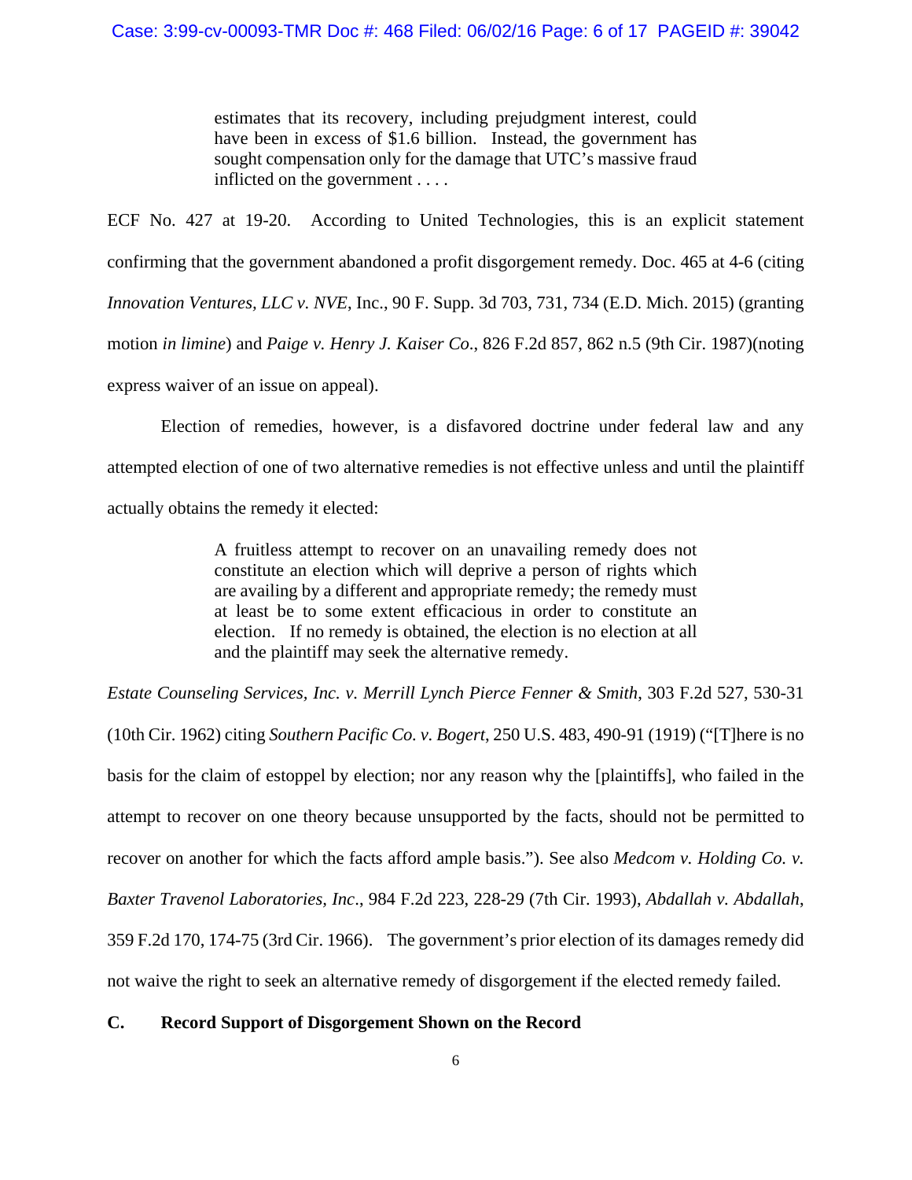> estimates that its recovery, including prejudgment interest, could have been in excess of $1.6 billion. Instead, the government has sought compensation only for the damage that UTC's massive fraud inflicted on the government . . . .

ECF No. 427 at 19-20. According to United Technologies, this is an explicit statement confirming that the government abandoned a profit disgorgement remedy. Doc. 465 at 4-6 (citing *Innovation Ventures, LLC v. NVE*, Inc., 90 F. Supp. 3d 703, 731, 734 (E.D. Mich. 2015) (granting motion *in limine*) and *Paige v. Henry J. Kaiser Co*., 826 F.2d 857, 862 n.5 (9th Cir. 1987)(noting express waiver of an issue on appeal).

Election of remedies, however, is a disfavored doctrine under federal law and any attempted election of one of two alternative remedies is not effective unless and until the plaintiff actually obtains the remedy it elected:

> A fruitless attempt to recover on an unavailing remedy does not constitute an election which will deprive a person of rights which are availing by a different and appropriate remedy; the remedy must at least be to some extent efficacious in order to constitute an election. If no remedy is obtained, the election is no election at all and the plaintiff may seek the alternative remedy.

*Estate Counseling Services, Inc. v. Merrill Lynch Pierce Fenner & Smith*, 303 F.2d 527, 530-31 (10th Cir. 1962) citing *Southern Pacific Co. v. Bogert*, 250 U.S. 483, 490-91 (1919) ("[T]here is no basis for the claim of estoppel by election; nor any reason why the [plaintiffs], who failed in the attempt to recover on one theory because unsupported by the facts, should not be permitted to recover on another for which the facts afford ample basis."). See also *Medcom v. Holding Co. v. Baxter Travenol Laboratories, Inc*., 984 F.2d 223, 228-29 (7th Cir. 1993), *Abdallah v. Abdallah*, 359 F.2d 170, 174-75 (3rd Cir. 1966). The government's prior election of its damages remedy did not waive the right to seek an alternative remedy of disgorgement if the elected remedy failed.

### C. Record Support of Disgorgement Shown on the Record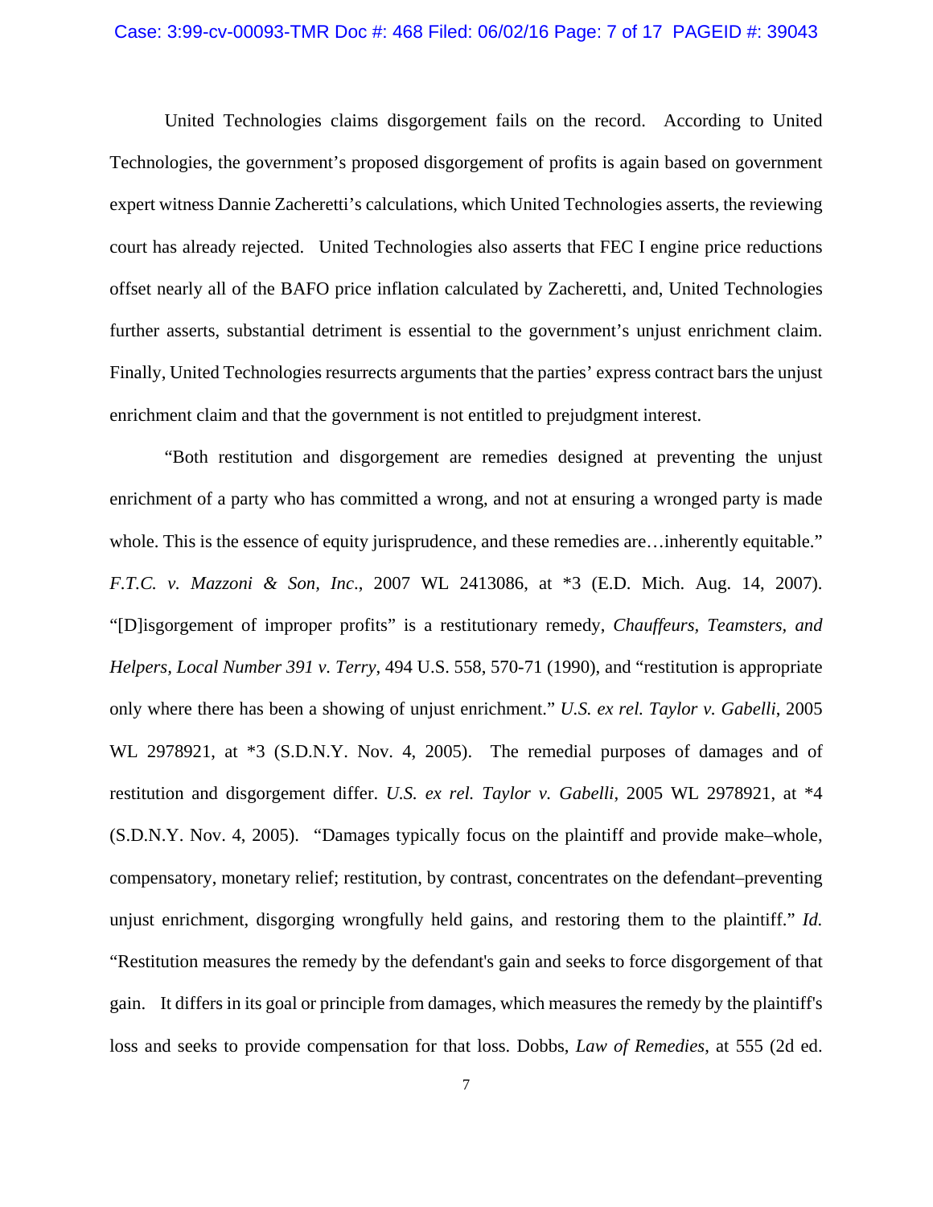United Technologies claims disgorgement fails on the record. According to United Technologies, the government's proposed disgorgement of profits is again based on government expert witness Dannie Zacheretti's calculations, which United Technologies asserts, the reviewing court has already rejected. United Technologies also asserts that FEC I engine price reductions offset nearly all of the BAFO price inflation calculated by Zacheretti, and, United Technologies further asserts, substantial detriment is essential to the government's unjust enrichment claim. Finally, United Technologies resurrects arguments that the parties' express contract bars the unjust enrichment claim and that the government is not entitled to prejudgment interest.

"Both restitution and disgorgement are remedies designed at preventing the unjust enrichment of a party who has committed a wrong, and not at ensuring a wronged party is made whole. This is the essence of equity jurisprudence, and these remedies are…inherently equitable." *F.T.C. v. Mazzoni & Son, Inc.*, 2007 WL 2413086, at *3 (E.D. Mich. Aug. 14, 2007). "[D]isgorgement of improper profits" is a restitutionary remedy, *Chauffeurs, Teamsters, and Helpers, Local Number 391 v. Terry*, 494 U.S. 558, 570-71 (1990), and "restitution is appropriate only where there has been a showing of unjust enrichment." *U.S. ex rel. Taylor v. Gabelli*, 2005 WL 2978921, at *3 (S.D.N.Y. Nov. 4, 2005). The remedial purposes of damages and of restitution and disgorgement differ. *U.S. ex rel. Taylor v. Gabelli*, 2005 WL 2978921, at *4 (S.D.N.Y. Nov. 4, 2005). "Damages typically focus on the plaintiff and provide make–whole, compensatory, monetary relief; restitution, by contrast, concentrates on the defendant–preventing unjust enrichment, disgorging wrongfully held gains, and restoring them to the plaintiff." *Id.* "Restitution measures the remedy by the defendant's gain and seeks to force disgorgement of that gain. It differs in its goal or principle from damages, which measures the remedy by the plaintiff's loss and seeks to provide compensation for that loss. Dobbs, *Law of Remedies*, at 555 (2d ed.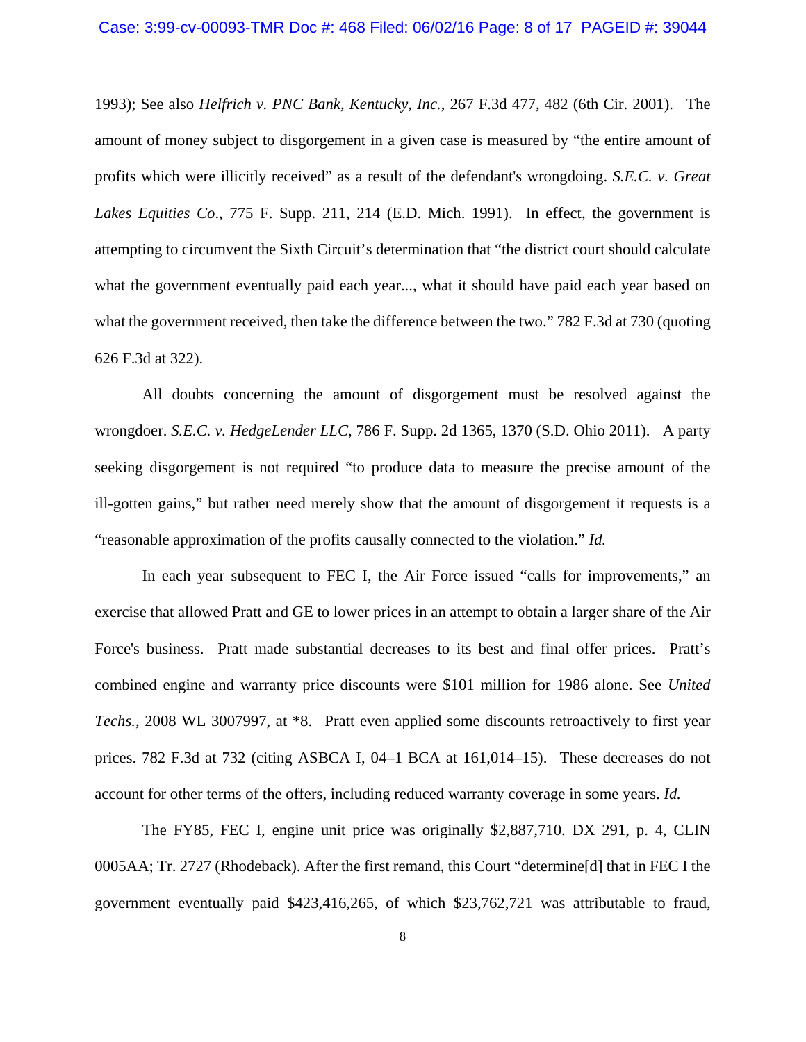1993); See also *Helfrich v. PNC Bank, Kentucky, Inc.*, 267 F.3d 477, 482 (6th Cir. 2001). The amount of money subject to disgorgement in a given case is measured by "the entire amount of profits which were illicitly received" as a result of the defendant's wrongdoing. *S.E.C. v. Great Lakes Equities Co*., 775 F. Supp. 211, 214 (E.D. Mich. 1991). In effect, the government is attempting to circumvent the Sixth Circuit's determination that "the district court should calculate what the government eventually paid each year..., what it should have paid each year based on what the government received, then take the difference between the two." 782 F.3d at 730 (quoting 626 F.3d at 322).

All doubts concerning the amount of disgorgement must be resolved against the wrongdoer. *S.E.C. v. HedgeLender LLC*, 786 F. Supp. 2d 1365, 1370 (S.D. Ohio 2011). A party seeking disgorgement is not required "to produce data to measure the precise amount of the ill-gotten gains," but rather need merely show that the amount of disgorgement it requests is a "reasonable approximation of the profits causally connected to the violation." *Id.*

In each year subsequent to FEC I, the Air Force issued "calls for improvements," an exercise that allowed Pratt and GE to lower prices in an attempt to obtain a larger share of the Air Force's business. Pratt made substantial decreases to its best and final offer prices. Pratt's combined engine and warranty price discounts were $101 million for 1986 alone. See *United Techs.*, 2008 WL 3007997, at *8. Pratt even applied some discounts retroactively to first year prices. 782 F.3d at 732 (citing ASBCA I, 04–1 BCA at 161,014–15). These decreases do not account for other terms of the offers, including reduced warranty coverage in some years. *Id.*

The FY85, FEC I, engine unit price was originally $2,887,710. DX 291, p. 4, CLIN 0005AA; Tr. 2727 (Rhodeback). After the first remand, this Court "determine[d] that in FEC I the government eventually paid $423,416,265, of which $23,762,721 was attributable to fraud,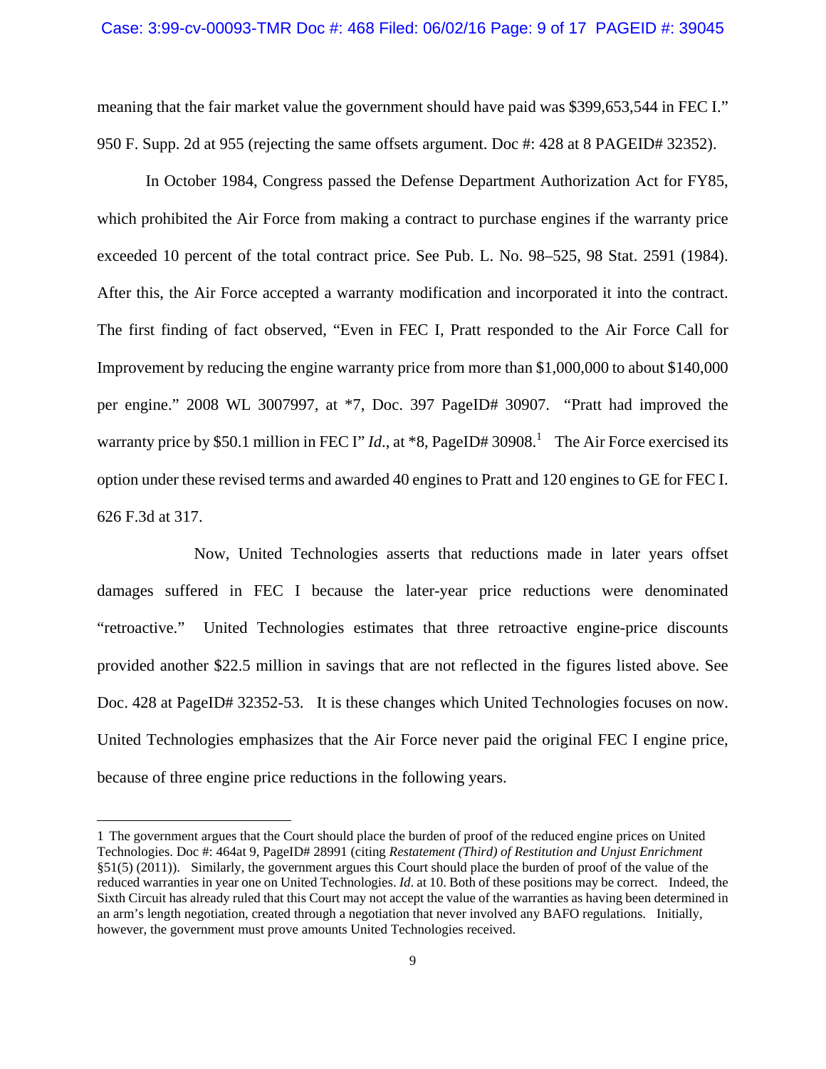meaning that the fair market value the government should have paid was $399,653,544 in FEC I." 950 F. Supp. 2d at 955 (rejecting the same offsets argument. Doc #: 428 at 8 PAGEID# 32352).

In October 1984, Congress passed the Defense Department Authorization Act for FY85, which prohibited the Air Force from making a contract to purchase engines if the warranty price exceeded 10 percent of the total contract price. See Pub. L. No. 98–525, 98 Stat. 2591 (1984). After this, the Air Force accepted a warranty modification and incorporated it into the contract. The first finding of fact observed, "Even in FEC I, Pratt responded to the Air Force Call for Improvement by reducing the engine warranty price from more than $1,000,000 to about $140,000 per engine." 2008 WL 3007997, at *7, Doc. 397 PageID# 30907. "Pratt had improved the warranty price by $50.1 million in FEC I" *Id.*, at *8, PageID# 30908.[1] The Air Force exercised its option under these revised terms and awarded 40 engines to Pratt and 120 engines to GE for FEC I. 626 F.3d at 317.

Now, United Technologies asserts that reductions made in later years offset damages suffered in FEC I because the later-year price reductions were denominated "retroactive." United Technologies estimates that three retroactive engine-price discounts provided another $22.5 million in savings that are not reflected in the figures listed above. See Doc. 428 at PageID# 32352-53. It is these changes which United Technologies focuses on now. United Technologies emphasizes that the Air Force never paid the original FEC I engine price, because of three engine price reductions in the following years.

---

1 The government argues that the Court should place the burden of proof of the reduced engine prices on United Technologies. Doc #: 464at 9, PageID# 28991 (citing *Restatement (Third) of Restitution and Unjust Enrichment* §51(5) (2011)). Similarly, the government argues this Court should place the burden of proof of the value of the reduced warranties in year one on United Technologies. *Id.* at 10. Both of these positions may be correct. Indeed, the Sixth Circuit has already ruled that this Court may not accept the value of the warranties as having been determined in an arm's length negotiation, created through a negotiation that never involved any BAFO regulations. Initially, however, the government must prove amounts United Technologies received.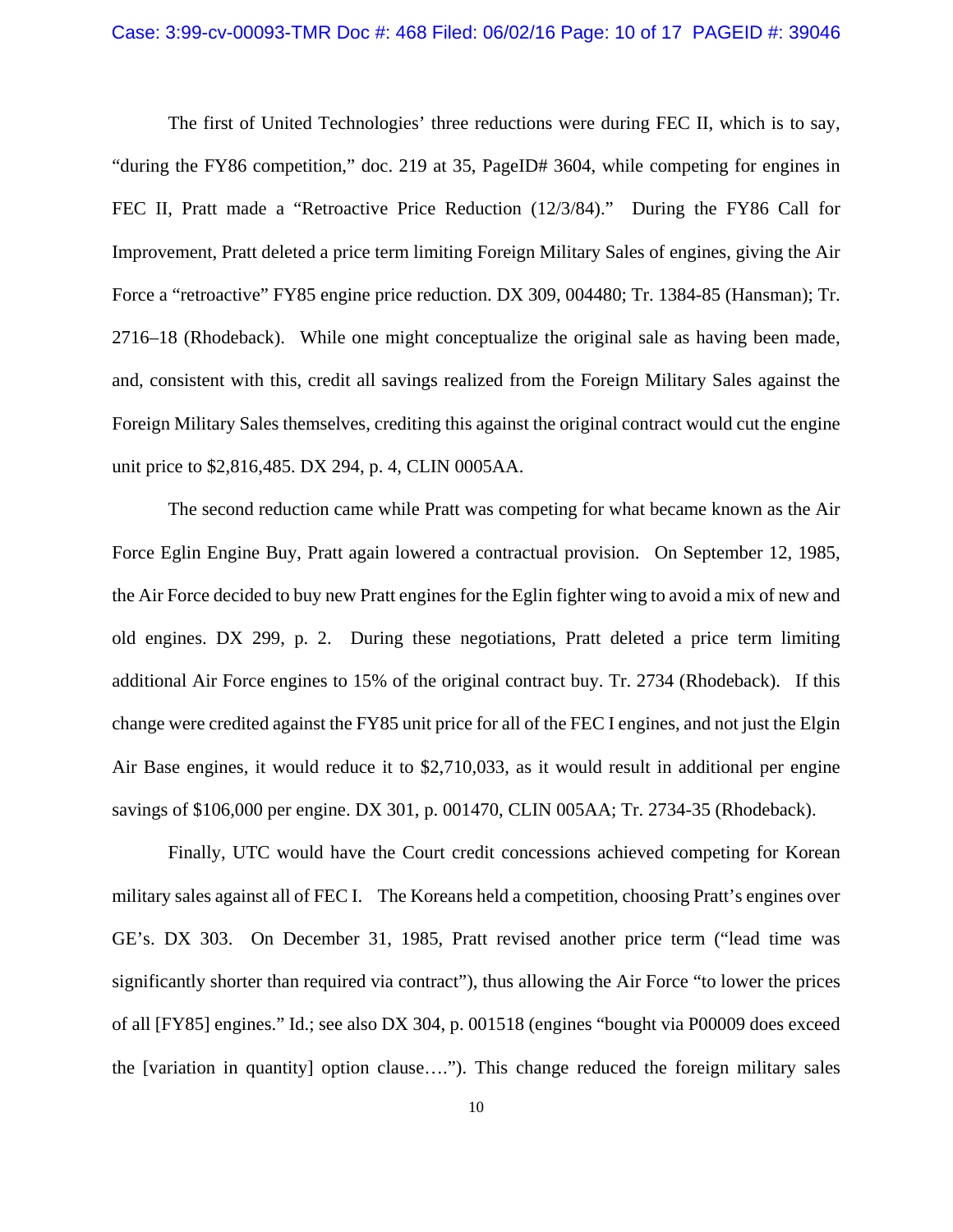The first of United Technologies' three reductions were during FEC II, which is to say, "during the FY86 competition," doc. 219 at 35, PageID# 3604, while competing for engines in FEC II, Pratt made a "Retroactive Price Reduction (12/3/84)." During the FY86 Call for Improvement, Pratt deleted a price term limiting Foreign Military Sales of engines, giving the Air Force a "retroactive" FY85 engine price reduction. DX 309, 004480; Tr. 1384-85 (Hansman); Tr. 2716–18 (Rhodeback). While one might conceptualize the original sale as having been made, and, consistent with this, credit all savings realized from the Foreign Military Sales against the Foreign Military Sales themselves, crediting this against the original contract would cut the engine unit price to $2,816,485. DX 294, p. 4, CLIN 0005AA.

The second reduction came while Pratt was competing for what became known as the Air Force Eglin Engine Buy, Pratt again lowered a contractual provision. On September 12, 1985, the Air Force decided to buy new Pratt engines for the Eglin fighter wing to avoid a mix of new and old engines. DX 299, p. 2. During these negotiations, Pratt deleted a price term limiting additional Air Force engines to 15% of the original contract buy. Tr. 2734 (Rhodeback). If this change were credited against the FY85 unit price for all of the FEC I engines, and not just the Elgin Air Base engines, it would reduce it to $2,710,033, as it would result in additional per engine savings of $106,000 per engine. DX 301, p. 001470, CLIN 005AA; Tr. 2734-35 (Rhodeback).

Finally, UTC would have the Court credit concessions achieved competing for Korean military sales against all of FEC I. The Koreans held a competition, choosing Pratt's engines over GE's. DX 303. On December 31, 1985, Pratt revised another price term ("lead time was significantly shorter than required via contract"), thus allowing the Air Force "to lower the prices of all [FY85] engines." Id.; see also DX 304, p. 001518 (engines "bought via P00009 does exceed the [variation in quantity] option clause…."). This change reduced the foreign military sales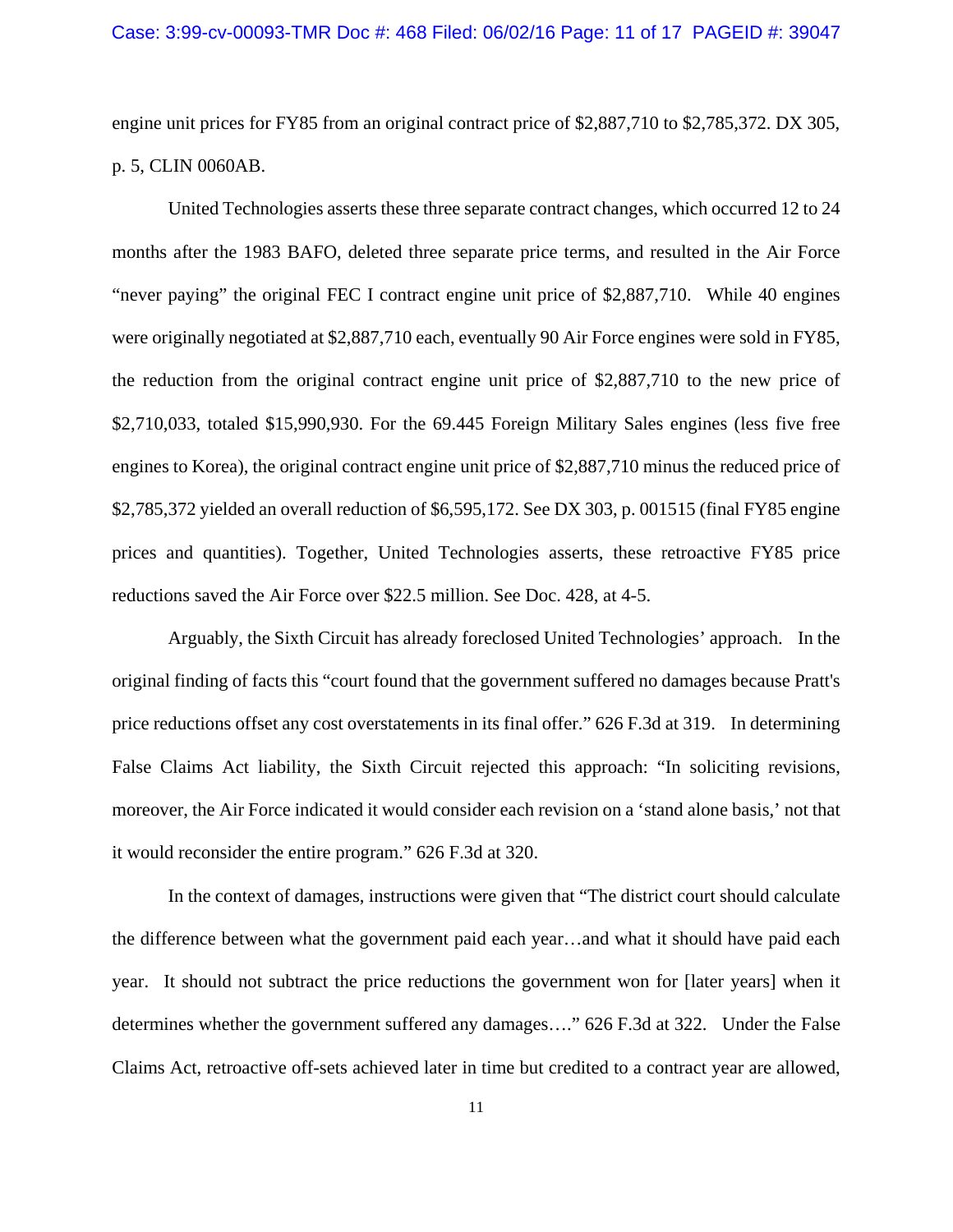engine unit prices for FY85 from an original contract price of $2,887,710 to $2,785,372. DX 305, p. 5, CLIN 0060AB.

United Technologies asserts these three separate contract changes, which occurred 12 to 24 months after the 1983 BAFO, deleted three separate price terms, and resulted in the Air Force "never paying" the original FEC I contract engine unit price of $2,887,710. While 40 engines were originally negotiated at $2,887,710 each, eventually 90 Air Force engines were sold in FY85, the reduction from the original contract engine unit price of $2,887,710 to the new price of $2,710,033, totaled $15,990,930. For the 69.445 Foreign Military Sales engines (less five free engines to Korea), the original contract engine unit price of $2,887,710 minus the reduced price of $2,785,372 yielded an overall reduction of $6,595,172. See DX 303, p. 001515 (final FY85 engine prices and quantities). Together, United Technologies asserts, these retroactive FY85 price reductions saved the Air Force over $22.5 million. See Doc. 428, at 4-5.

Arguably, the Sixth Circuit has already foreclosed United Technologies' approach. In the original finding of facts this "court found that the government suffered no damages because Pratt's price reductions offset any cost overstatements in its final offer." 626 F.3d at 319. In determining False Claims Act liability, the Sixth Circuit rejected this approach: "In soliciting revisions, moreover, the Air Force indicated it would consider each revision on a 'stand alone basis,' not that it would reconsider the entire program." 626 F.3d at 320.

In the context of damages, instructions were given that "The district court should calculate the difference between what the government paid each year…and what it should have paid each year. It should not subtract the price reductions the government won for [later years] when it determines whether the government suffered any damages…." 626 F.3d at 322. Under the False Claims Act, retroactive off-sets achieved later in time but credited to a contract year are allowed,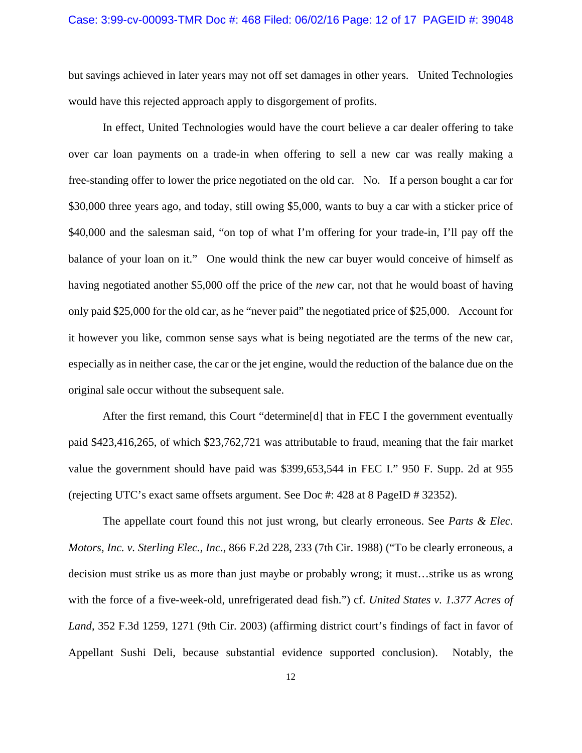but savings achieved in later years may not off set damages in other years. United Technologies would have this rejected approach apply to disgorgement of profits.

In effect, United Technologies would have the court believe a car dealer offering to take over car loan payments on a trade-in when offering to sell a new car was really making a free-standing offer to lower the price negotiated on the old car. No. If a person bought a car for $30,000 three years ago, and today, still owing $5,000, wants to buy a car with a sticker price of $40,000 and the salesman said, "on top of what I'm offering for your trade-in, I'll pay off the balance of your loan on it." One would think the new car buyer would conceive of himself as having negotiated another $5,000 off the price of the *new* car, not that he would boast of having only paid $25,000 for the old car, as he "never paid" the negotiated price of $25,000. Account for it however you like, common sense says what is being negotiated are the terms of the new car, especially as in neither case, the car or the jet engine, would the reduction of the balance due on the original sale occur without the subsequent sale.

After the first remand, this Court "determine[d] that in FEC I the government eventually paid $423,416,265, of which $23,762,721 was attributable to fraud, meaning that the fair market value the government should have paid was $399,653,544 in FEC I." 950 F. Supp. 2d at 955 (rejecting UTC's exact same offsets argument. See Doc #: 428 at 8 PageID # 32352).

The appellate court found this not just wrong, but clearly erroneous. See *Parts & Elec. Motors, Inc. v. Sterling Elec., Inc.*, 866 F.2d 228, 233 (7th Cir. 1988) ("To be clearly erroneous, a decision must strike us as more than just maybe or probably wrong; it must…strike us as wrong with the force of a five-week-old, unrefrigerated dead fish.") cf. *United States v. 1.377 Acres of Land*, 352 F.3d 1259, 1271 (9th Cir. 2003) (affirming district court's findings of fact in favor of Appellant Sushi Deli, because substantial evidence supported conclusion). Notably, the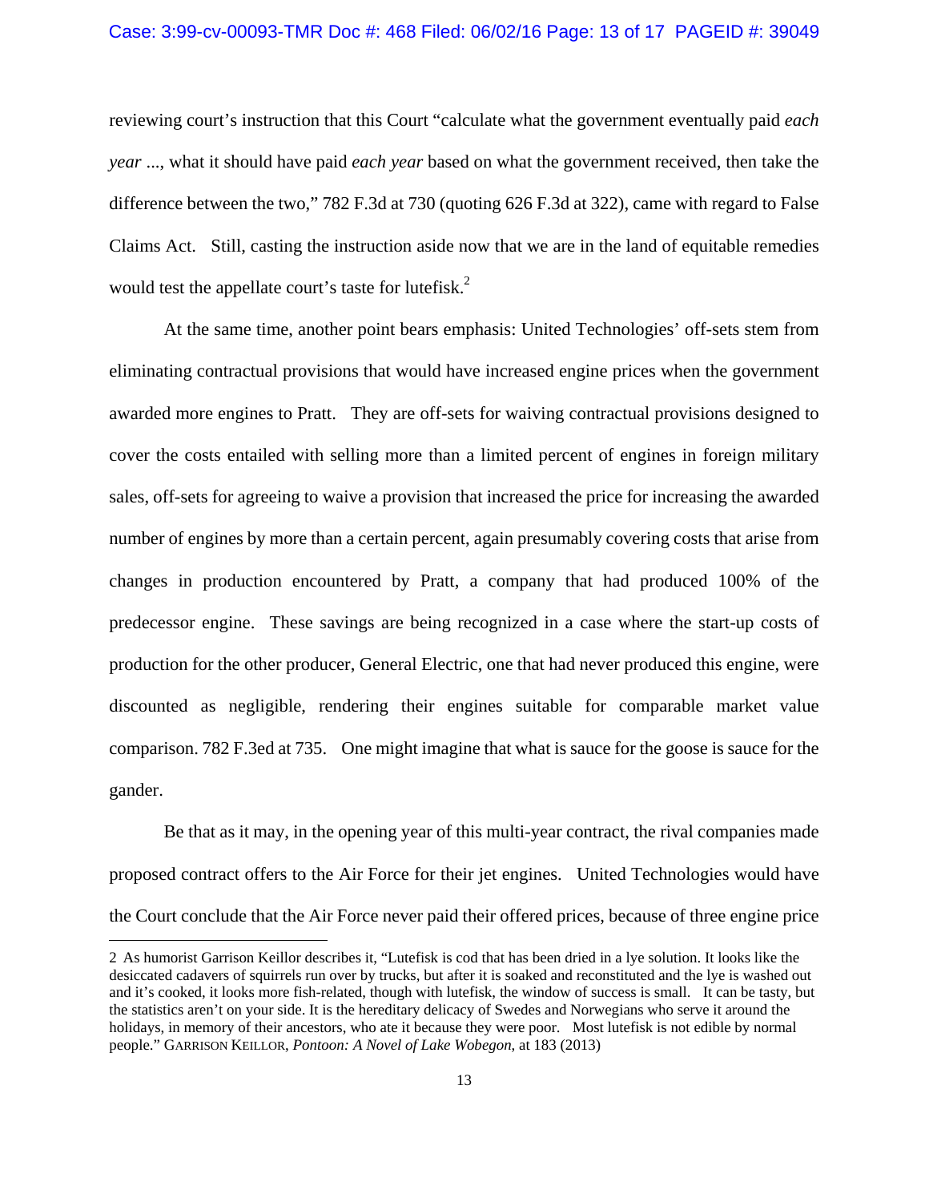reviewing court's instruction that this Court "calculate what the government eventually paid *each year* ..., what it should have paid *each year* based on what the government received, then take the difference between the two," 782 F.3d at 730 (quoting 626 F.3d at 322), came with regard to False Claims Act. Still, casting the instruction aside now that we are in the land of equitable remedies would test the appellate court's taste for lutefisk.[2]

At the same time, another point bears emphasis: United Technologies' off-sets stem from eliminating contractual provisions that would have increased engine prices when the government awarded more engines to Pratt. They are off-sets for waiving contractual provisions designed to cover the costs entailed with selling more than a limited percent of engines in foreign military sales, off-sets for agreeing to waive a provision that increased the price for increasing the awarded number of engines by more than a certain percent, again presumably covering costs that arise from changes in production encountered by Pratt, a company that had produced 100% of the predecessor engine. These savings are being recognized in a case where the start-up costs of production for the other producer, General Electric, one that had never produced this engine, were discounted as negligible, rendering their engines suitable for comparable market value comparison. 782 F.3ed at 735. One might imagine that what is sauce for the goose is sauce for the gander.

Be that as it may, in the opening year of this multi-year contract, the rival companies made proposed contract offers to the Air Force for their jet engines. United Technologies would have the Court conclude that the Air Force never paid their offered prices, because of three engine price

---

2 As humorist Garrison Keillor describes it, "Lutefisk is cod that has been dried in a lye solution. It looks like the desiccated cadavers of squirrels run over by trucks, but after it is soaked and reconstituted and the lye is washed out and it's cooked, it looks more fish-related, though with lutefisk, the window of success is small. It can be tasty, but the statistics aren't on your side. It is the hereditary delicacy of Swedes and Norwegians who serve it around the holidays, in memory of their ancestors, who ate it because they were poor. Most lutefisk is not edible by normal people." GARRISON KEILLOR, *Pontoon: A Novel of Lake Wobegon*, at 183 (2013)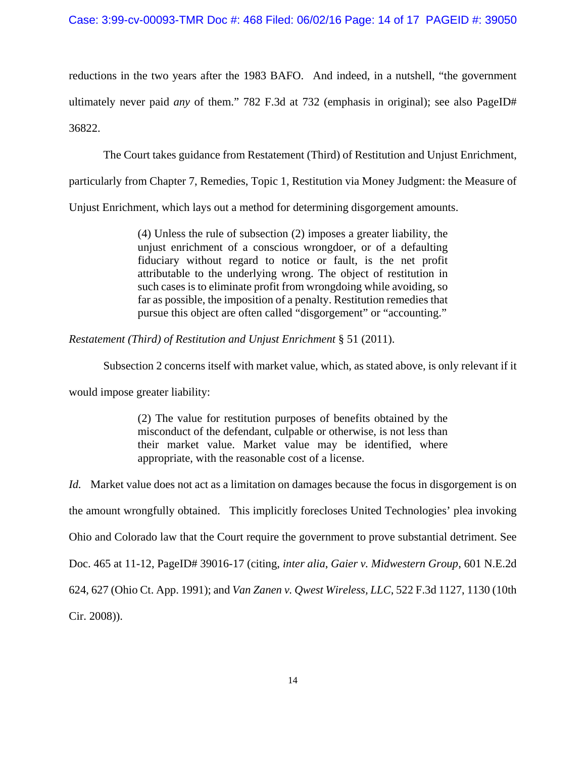reductions in the two years after the 1983 BAFO. And indeed, in a nutshell, "the government ultimately never paid *any* of them." 782 F.3d at 732 (emphasis in original); see also PageID# 36822.

The Court takes guidance from Restatement (Third) of Restitution and Unjust Enrichment, particularly from Chapter 7, Remedies, Topic 1, Restitution via Money Judgment: the Measure of Unjust Enrichment, which lays out a method for determining disgorgement amounts.

> (4) Unless the rule of subsection (2) imposes a greater liability, the unjust enrichment of a conscious wrongdoer, or of a defaulting fiduciary without regard to notice or fault, is the net profit attributable to the underlying wrong. The object of restitution in such cases is to eliminate profit from wrongdoing while avoiding, so far as possible, the imposition of a penalty. Restitution remedies that pursue this object are often called "disgorgement" or "accounting."

*Restatement (Third) of Restitution and Unjust Enrichment* § 51 (2011).

Subsection 2 concerns itself with market value, which, as stated above, is only relevant if it would impose greater liability:

> (2) The value for restitution purposes of benefits obtained by the misconduct of the defendant, culpable or otherwise, is not less than their market value. Market value may be identified, where appropriate, with the reasonable cost of a license.

*Id.* Market value does not act as a limitation on damages because the focus in disgorgement is on the amount wrongfully obtained. This implicitly forecloses United Technologies' plea invoking Ohio and Colorado law that the Court require the government to prove substantial detriment. See Doc. 465 at 11-12, PageID# 39016-17 (citing, *inter alia*, *Gaier v. Midwestern Group*, 601 N.E.2d 624, 627 (Ohio Ct. App. 1991); and *Van Zanen v. Qwest Wireless, LLC*, 522 F.3d 1127, 1130 (10th Cir. 2008)).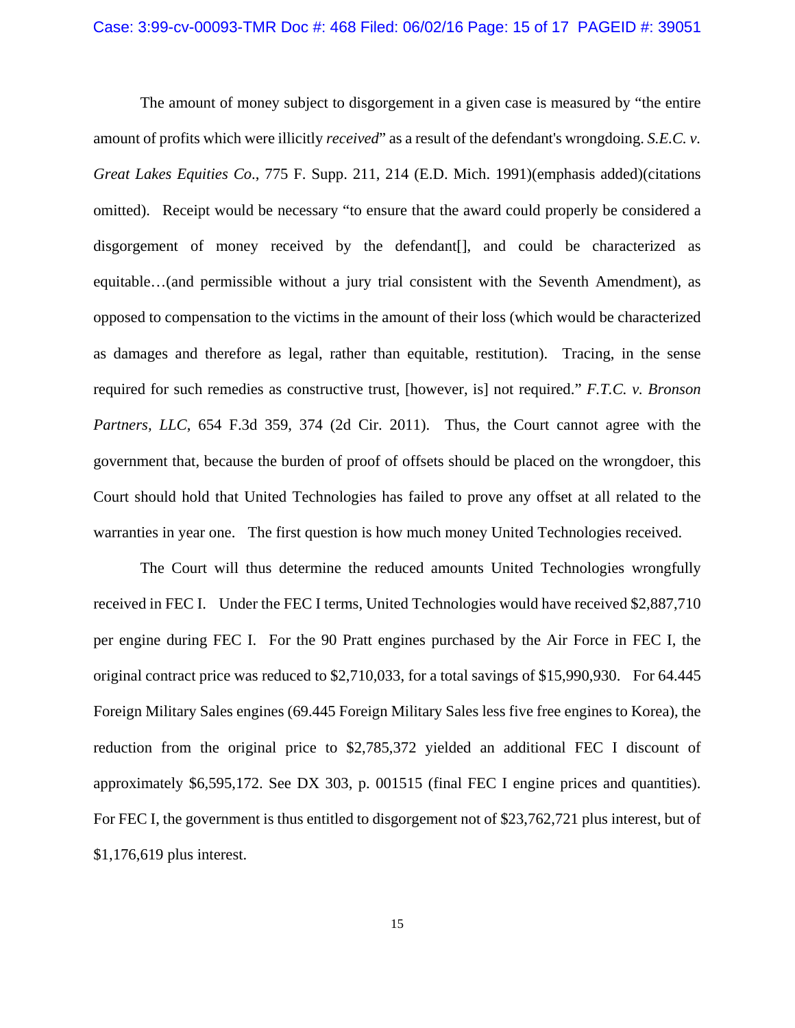The amount of money subject to disgorgement in a given case is measured by "the entire amount of profits which were illicitly *received*" as a result of the defendant's wrongdoing. *S.E.C. v. Great Lakes Equities Co*., 775 F. Supp. 211, 214 (E.D. Mich. 1991)(emphasis added)(citations omitted). Receipt would be necessary "to ensure that the award could properly be considered a disgorgement of money received by the defendant[], and could be characterized as equitable…(and permissible without a jury trial consistent with the Seventh Amendment), as opposed to compensation to the victims in the amount of their loss (which would be characterized as damages and therefore as legal, rather than equitable, restitution). Tracing, in the sense required for such remedies as constructive trust, [however, is] not required." *F.T.C. v. Bronson Partners, LLC*, 654 F.3d 359, 374 (2d Cir. 2011). Thus, the Court cannot agree with the government that, because the burden of proof of offsets should be placed on the wrongdoer, this Court should hold that United Technologies has failed to prove any offset at all related to the warranties in year one. The first question is how much money United Technologies received.

The Court will thus determine the reduced amounts United Technologies wrongfully received in FEC I. Under the FEC I terms, United Technologies would have received $2,887,710 per engine during FEC I. For the 90 Pratt engines purchased by the Air Force in FEC I, the original contract price was reduced to $2,710,033, for a total savings of $15,990,930. For 64.445 Foreign Military Sales engines (69.445 Foreign Military Sales less five free engines to Korea), the reduction from the original price to $2,785,372 yielded an additional FEC I discount of approximately $6,595,172. See DX 303, p. 001515 (final FEC I engine prices and quantities). For FEC I, the government is thus entitled to disgorgement not of $23,762,721 plus interest, but of $1,176,619 plus interest.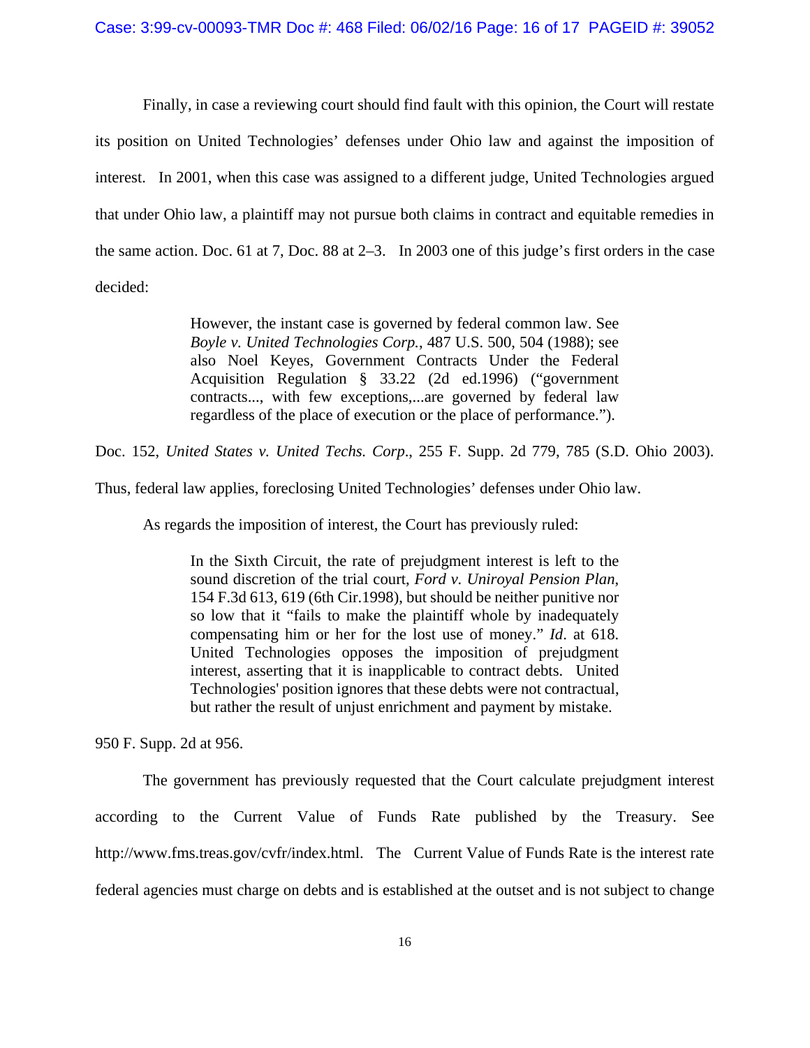Finally, in case a reviewing court should find fault with this opinion, the Court will restate its position on United Technologies' defenses under Ohio law and against the imposition of interest. In 2001, when this case was assigned to a different judge, United Technologies argued that under Ohio law, a plaintiff may not pursue both claims in contract and equitable remedies in the same action. Doc. 61 at 7, Doc. 88 at 2–3. In 2003 one of this judge's first orders in the case decided:

> However, the instant case is governed by federal common law. See *Boyle v. United Technologies Corp.*, 487 U.S. 500, 504 (1988); see also Noel Keyes, Government Contracts Under the Federal Acquisition Regulation § 33.22 (2d ed.1996) ("government contracts..., with few exceptions,...are governed by federal law regardless of the place of execution or the place of performance.").

Doc. 152, *United States v. United Techs. Corp*., 255 F. Supp. 2d 779, 785 (S.D. Ohio 2003). Thus, federal law applies, foreclosing United Technologies' defenses under Ohio law.

As regards the imposition of interest, the Court has previously ruled:

> In the Sixth Circuit, the rate of prejudgment interest is left to the sound discretion of the trial court, *Ford v. Uniroyal Pension Plan*, 154 F.3d 613, 619 (6th Cir.1998), but should be neither punitive nor so low that it "fails to make the plaintiff whole by inadequately compensating him or her for the lost use of money." *Id*. at 618. United Technologies opposes the imposition of prejudgment interest, asserting that it is inapplicable to contract debts. United Technologies' position ignores that these debts were not contractual, but rather the result of unjust enrichment and payment by mistake.

950 F. Supp. 2d at 956.

The government has previously requested that the Court calculate prejudgment interest according to the Current Value of Funds Rate published by the Treasury. See http://www.fms.treas.gov/cvfr/index.html. The Current Value of Funds Rate is the interest rate federal agencies must charge on debts and is established at the outset and is not subject to change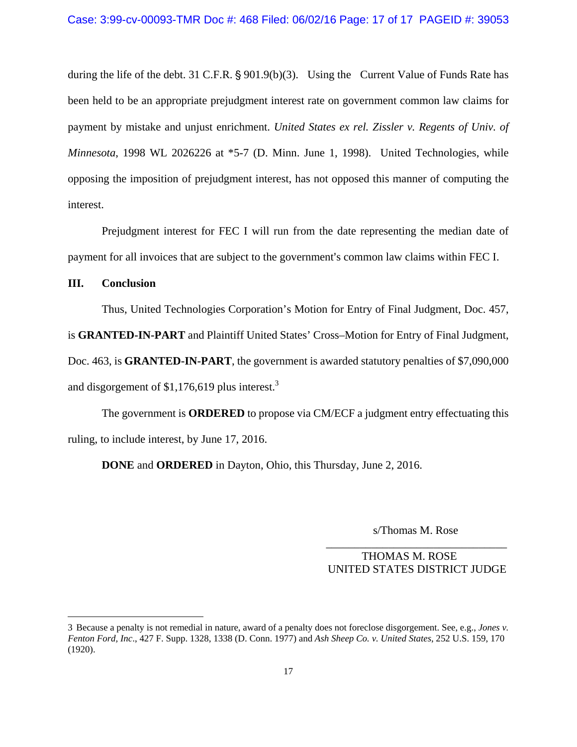during the life of the debt. 31 C.F.R. § 901.9(b)(3). Using the Current Value of Funds Rate has been held to be an appropriate prejudgment interest rate on government common law claims for payment by mistake and unjust enrichment. *United States ex rel. Zissler v. Regents of Univ. of Minnesota*, 1998 WL 2026226 at *5-7 (D. Minn. June 1, 1998). United Technologies, while opposing the imposition of prejudgment interest, has not opposed this manner of computing the interest.

Prejudgment interest for FEC I will run from the date representing the median date of payment for all invoices that are subject to the government's common law claims within FEC I.

## III. Conclusion

Thus, United Technologies Corporation's Motion for Entry of Final Judgment, Doc. 457, is **GRANTED-IN-PART** and Plaintiff United States' Cross–Motion for Entry of Final Judgment, Doc. 463, is **GRANTED-IN-PART**, the government is awarded statutory penalties of $7,090,000 and disgorgement of $1,176,619 plus interest.[3]

The government is **ORDERED** to propose via CM/ECF a judgment entry effectuating this ruling, to include interest, by June 17, 2016.

**DONE** and **ORDERED** in Dayton, Ohio, this Thursday, June 2, 2016.

s/Thomas M. Rose

THOMAS M. ROSE
UNITED STATES DISTRICT JUDGE

---

3 Because a penalty is not remedial in nature, award of a penalty does not foreclose disgorgement. See, e.g., *Jones v. Fenton Ford, Inc*., 427 F. Supp. 1328, 1338 (D. Conn. 1977) and *Ash Sheep Co. v. United States*, 252 U.S. 159, 170 (1920).